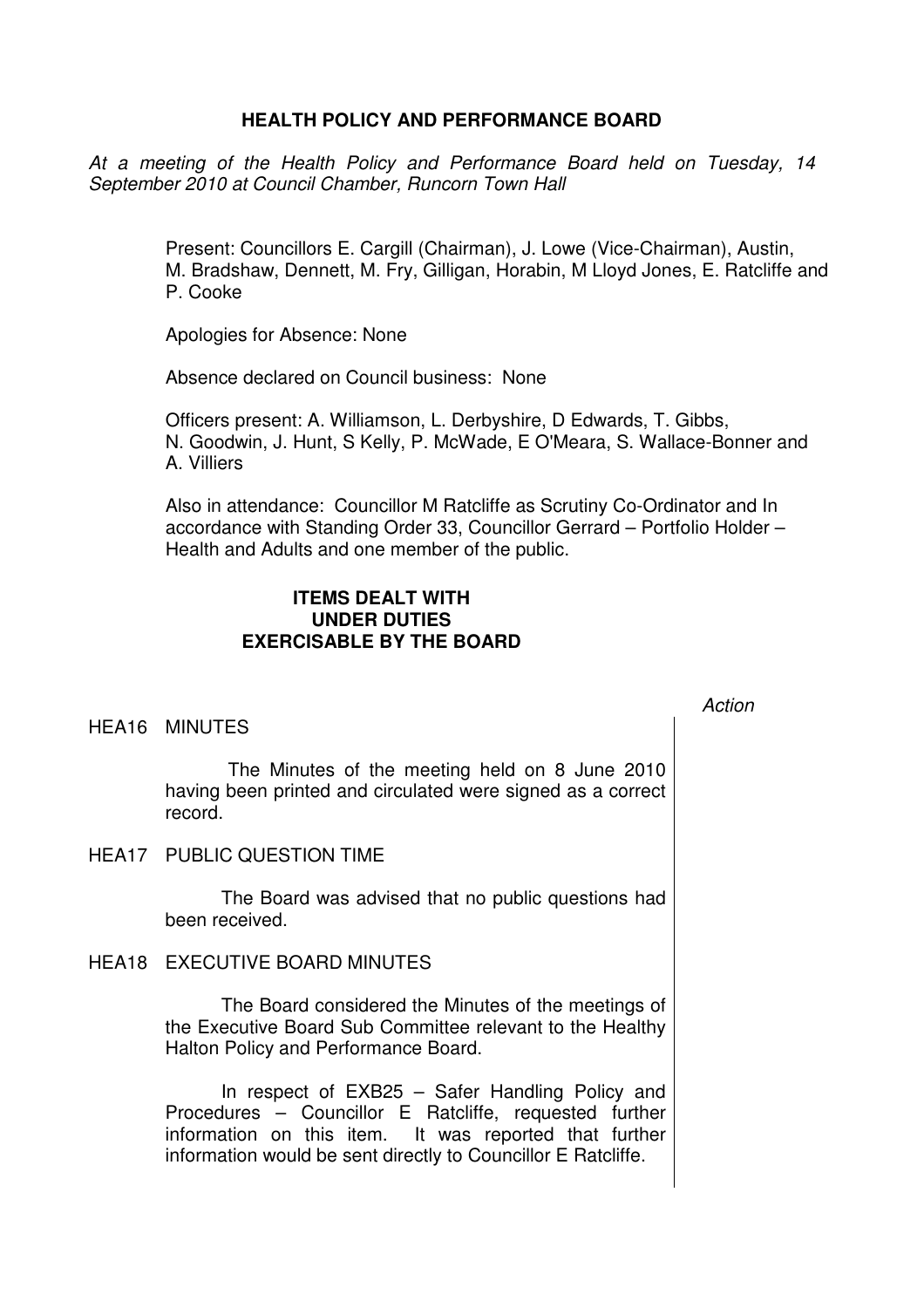# HEALTH POLICY AND PERFORMANCE BOARD

*At a meeting of the Health Policy and Performance Board held on Tuesday, 14 September 2010 at Council Chamber, Runcorn Town Hall*

Present: Councillors E. Cargill (Chairman), J. Lowe (Vice-Chairman), Austin, M. Bradshaw, Dennett, M. Fry, Gilligan, Horabin, M Lloyd Jones, E. Ratcliffe and P. Cooke

Apologies for Absence: None

Absence declared on Council business: None

Officers present: A. Williamson, L. Derbyshire, D Edwards, T. Gibbs, N. Goodwin, J. Hunt, S Kelly, P. McWade, E O'Meara, S. Wallace-Bonner and A. Villiers

Also in attendance: Councillor M Ratcliffe as Scrutiny Co-Ordinator and In accordance with Standing Order 33, Councillor Gerrard – Portfolio Holder – Health and Adults and one member of the public.

## ITEMS DEALT WITH UNDER DUTIES EXERCISABLE BY THE BOARD

*Action*

### HEA16 MINUTES

The Minutes of the meeting held on 8 June 2010 having been printed and circulated were signed as a correct record.

### HEA17 PUBLIC QUESTION TIME

The Board was advised that no public questions had been received.

### HEA18 EXECUTIVE BOARD MINUTES

The Board considered the Minutes of the meetings of the Executive Board Sub Committee relevant to the Healthy Halton Policy and Performance Board.

In respect of EXB25 – Safer Handling Policy and Procedures – Councillor E Ratcliffe, requested further information on this item. It was reported that further information would be sent directly to Councillor E Ratcliffe.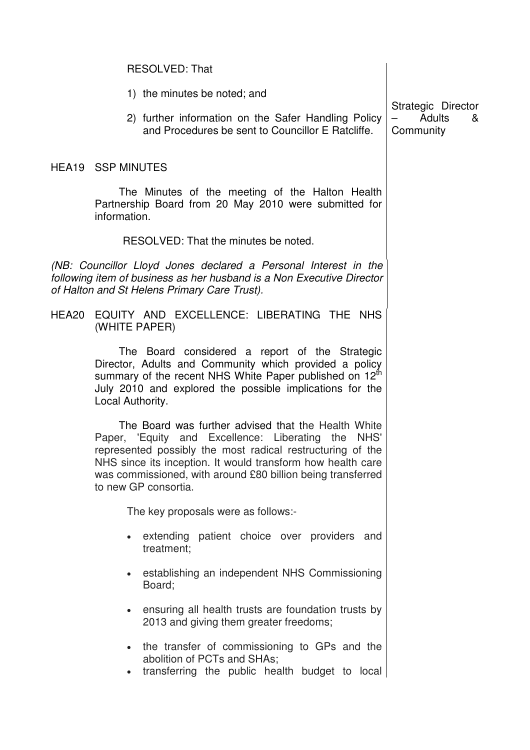RESOLVED: That

1) the minutes be noted; and

2) further information on the Safer Handling Policy and Procedures be sent to Councillor E Ratcliffe.

Strategic Director – Adults & Community

HEA19 SSP MINUTES

The Minutes of the meeting of the Halton Health Partnership Board from 20 May 2010 were submitted for information.

RESOLVED: That the minutes be noted.

*(NB: Councillor Lloyd Jones declared a Personal Interest in the following item of business as her husband is a Non Executive Director of Halton and St Helens Primary Care Trust).*

HEA20 EQUITY AND EXCELLENCE: LIBERATING THE NHS (WHITE PAPER)

The Board considered a report of the Strategic Director, Adults and Community which provided a policy summary of the recent NHS White Paper published on 12th July 2010 and explored the possible implications for the Local Authority.

The Board was further advised that the Health White Paper, 'Equity and Excellence: Liberating the NHS' represented possibly the most radical restructuring of the NHS since its inception. It would transform how health care was commissioned, with around £80 billion being transferred to new GP consortia.

The key proposals were as follows:-

- extending patient choice over providers and treatment;
- establishing an independent NHS Commissioning Board;
- ensuring all health trusts are foundation trusts by 2013 and giving them greater freedoms;
- the transfer of commissioning to GPs and the abolition of PCTs and SHAs;
- transferring the public health budget to local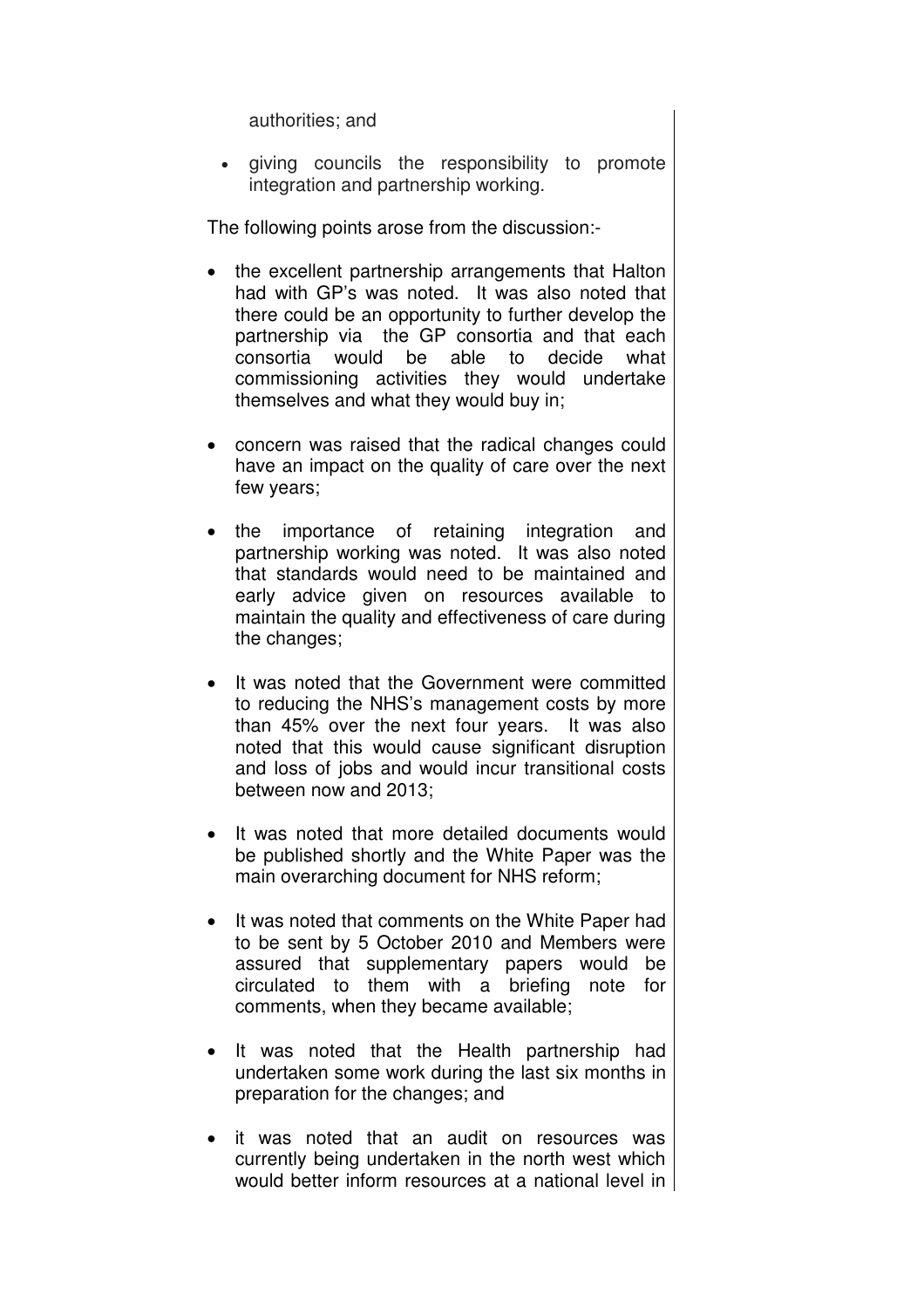authorities; and

- giving councils the responsibility to promote integration and partnership working.

The following points arose from the discussion:-

- the excellent partnership arrangements that Halton had with GP's was noted. It was also noted that there could be an opportunity to further develop the partnership via the GP consortia and that each consortia would be able to decide what commissioning activities they would undertake themselves and what they would buy in;

- concern was raised that the radical changes could have an impact on the quality of care over the next few years;

- the importance of retaining integration and partnership working was noted. It was also noted that standards would need to be maintained and early advice given on resources available to maintain the quality and effectiveness of care during the changes;

- It was noted that the Government were committed to reducing the NHS's management costs by more than 45% over the next four years. It was also noted that this would cause significant disruption and loss of jobs and would incur transitional costs between now and 2013;

- It was noted that more detailed documents would be published shortly and the White Paper was the main overarching document for NHS reform;

- It was noted that comments on the White Paper had to be sent by 5 October 2010 and Members were assured that supplementary papers would be circulated to them with a briefing note for comments, when they became available;

- It was noted that the Health partnership had undertaken some work during the last six months in preparation for the changes; and

- it was noted that an audit on resources was currently being undertaken in the north west which would better inform resources at a national level in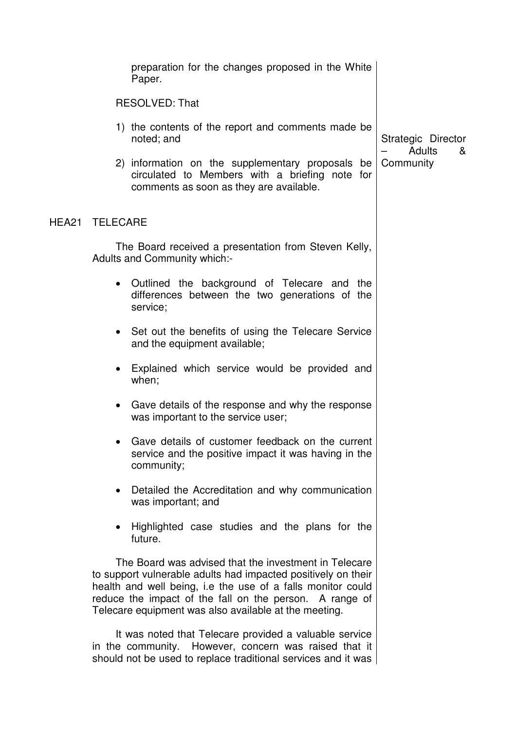preparation for the changes proposed in the White Paper.

RESOLVED: That

1) the contents of the report and comments made be noted; and
2) information on the supplementary proposals be circulated to Members with a briefing note for comments as soon as they are available.

Strategic Director – Adults & Community

## HEA21 TELECARE

The Board received a presentation from Steven Kelly, Adults and Community which:-

- Outlined the background of Telecare and the differences between the two generations of the service;
- Set out the benefits of using the Telecare Service and the equipment available;
- Explained which service would be provided and when;
- Gave details of the response and why the response was important to the service user;
- Gave details of customer feedback on the current service and the positive impact it was having in the community;
- Detailed the Accreditation and why communication was important; and
- Highlighted case studies and the plans for the future.

The Board was advised that the investment in Telecare to support vulnerable adults had impacted positively on their health and well being, i.e the use of a falls monitor could reduce the impact of the fall on the person. A range of Telecare equipment was also available at the meeting.

It was noted that Telecare provided a valuable service in the community. However, concern was raised that it should not be used to replace traditional services and it was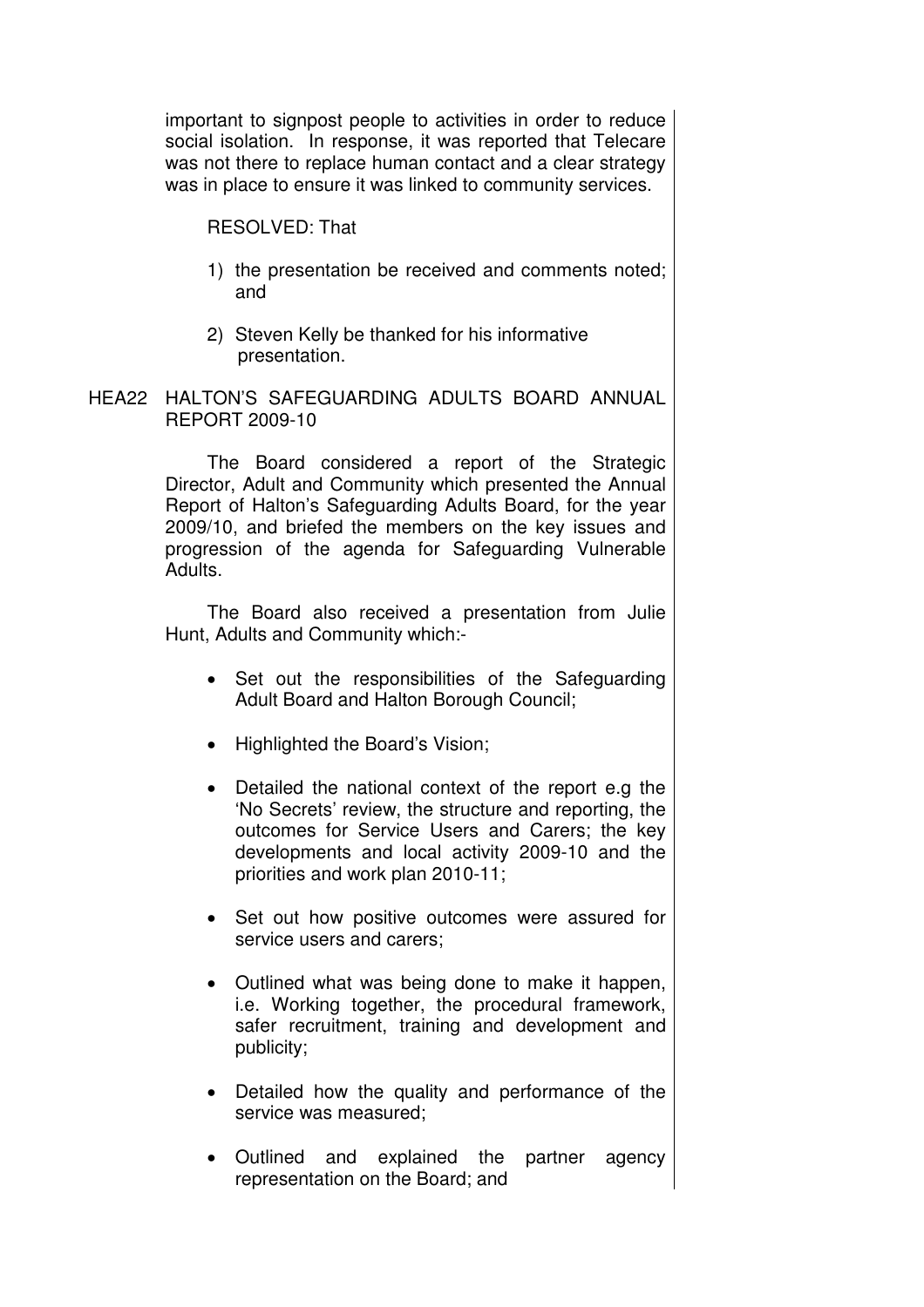important to signpost people to activities in order to reduce social isolation. In response, it was reported that Telecare was not there to replace human contact and a clear strategy was in place to ensure it was linked to community services.

RESOLVED: That

1) the presentation be received and comments noted; and

2) Steven Kelly be thanked for his informative presentation.

## HEA22 HALTON'S SAFEGUARDING ADULTS BOARD ANNUAL REPORT 2009-10

The Board considered a report of the Strategic Director, Adult and Community which presented the Annual Report of Halton's Safeguarding Adults Board, for the year 2009/10, and briefed the members on the key issues and progression of the agenda for Safeguarding Vulnerable Adults.

The Board also received a presentation from Julie Hunt, Adults and Community which:-

- Set out the responsibilities of the Safeguarding Adult Board and Halton Borough Council;
- Highlighted the Board's Vision;
- Detailed the national context of the report e.g the 'No Secrets' review, the structure and reporting, the outcomes for Service Users and Carers; the key developments and local activity 2009-10 and the priorities and work plan 2010-11;
- Set out how positive outcomes were assured for service users and carers;
- Outlined what was being done to make it happen, i.e. Working together, the procedural framework, safer recruitment, training and development and publicity;
- Detailed how the quality and performance of the service was measured;
- Outlined and explained the partner agency representation on the Board; and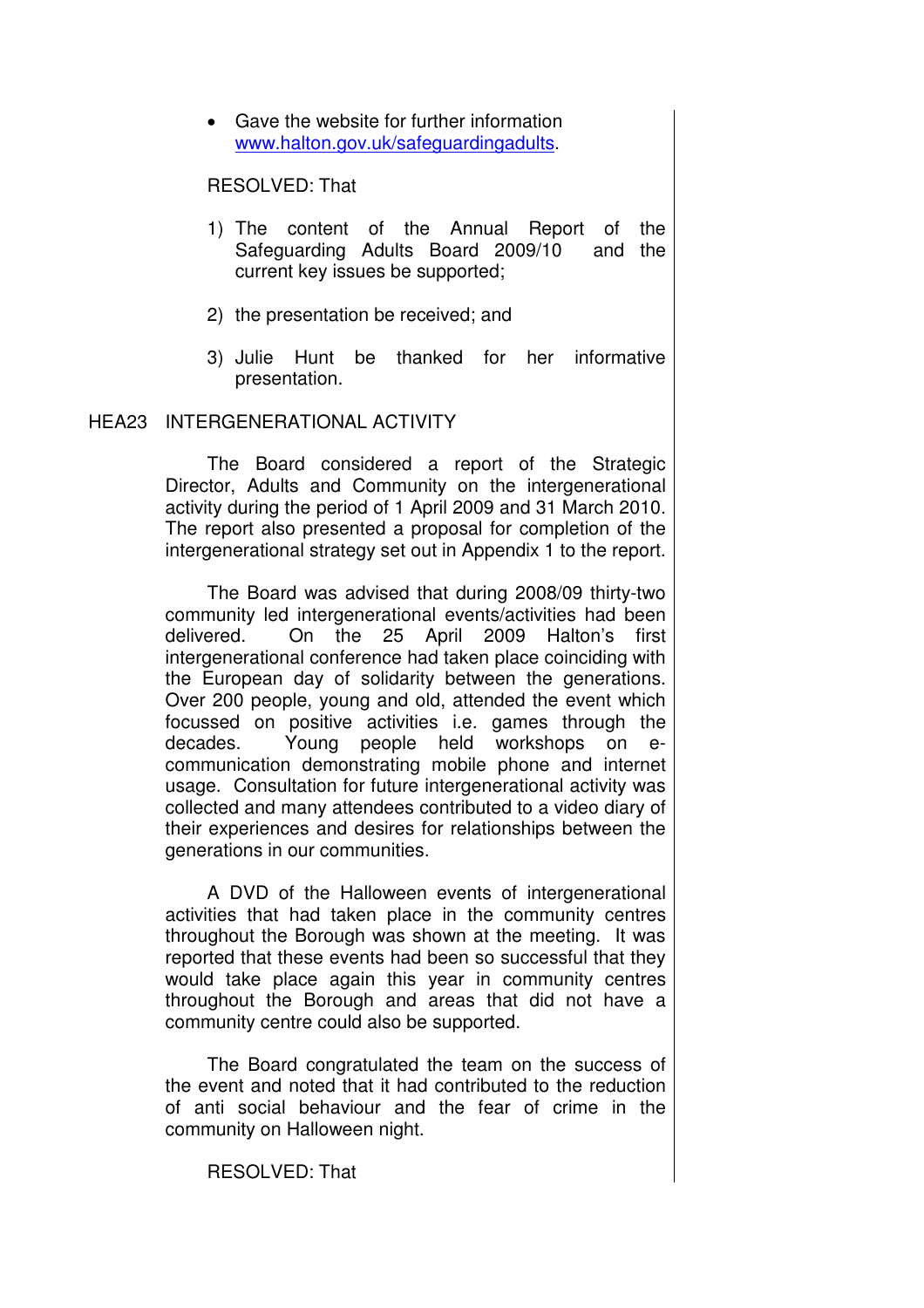- Gave the website for further information [www.halton.gov.uk/safeguardingadults](www.halton.gov.uk/safeguardingadults).

RESOLVED: That

1) The content of the Annual Report of the Safeguarding Adults Board 2009/10 and the current key issues be supported;

2) the presentation be received; and

3) Julie Hunt be thanked for her informative presentation.

## HEA23 INTERGENERATIONAL ACTIVITY

The Board considered a report of the Strategic Director, Adults and Community on the intergenerational activity during the period of 1 April 2009 and 31 March 2010. The report also presented a proposal for completion of the intergenerational strategy set out in Appendix 1 to the report.

The Board was advised that during 2008/09 thirty-two community led intergenerational events/activities had been delivered. On the 25 April 2009 Halton's first intergenerational conference had taken place coinciding with the European day of solidarity between the generations. Over 200 people, young and old, attended the event which focussed on positive activities i.e. games through the decades. Young people held workshops on e-communication demonstrating mobile phone and internet usage. Consultation for future intergenerational activity was collected and many attendees contributed to a video diary of their experiences and desires for relationships between the generations in our communities.

A DVD of the Halloween events of intergenerational activities that had taken place in the community centres throughout the Borough was shown at the meeting. It was reported that these events had been so successful that they would take place again this year in community centres throughout the Borough and areas that did not have a community centre could also be supported.

The Board congratulated the team on the success of the event and noted that it had contributed to the reduction of anti social behaviour and the fear of crime in the community on Halloween night.

RESOLVED: That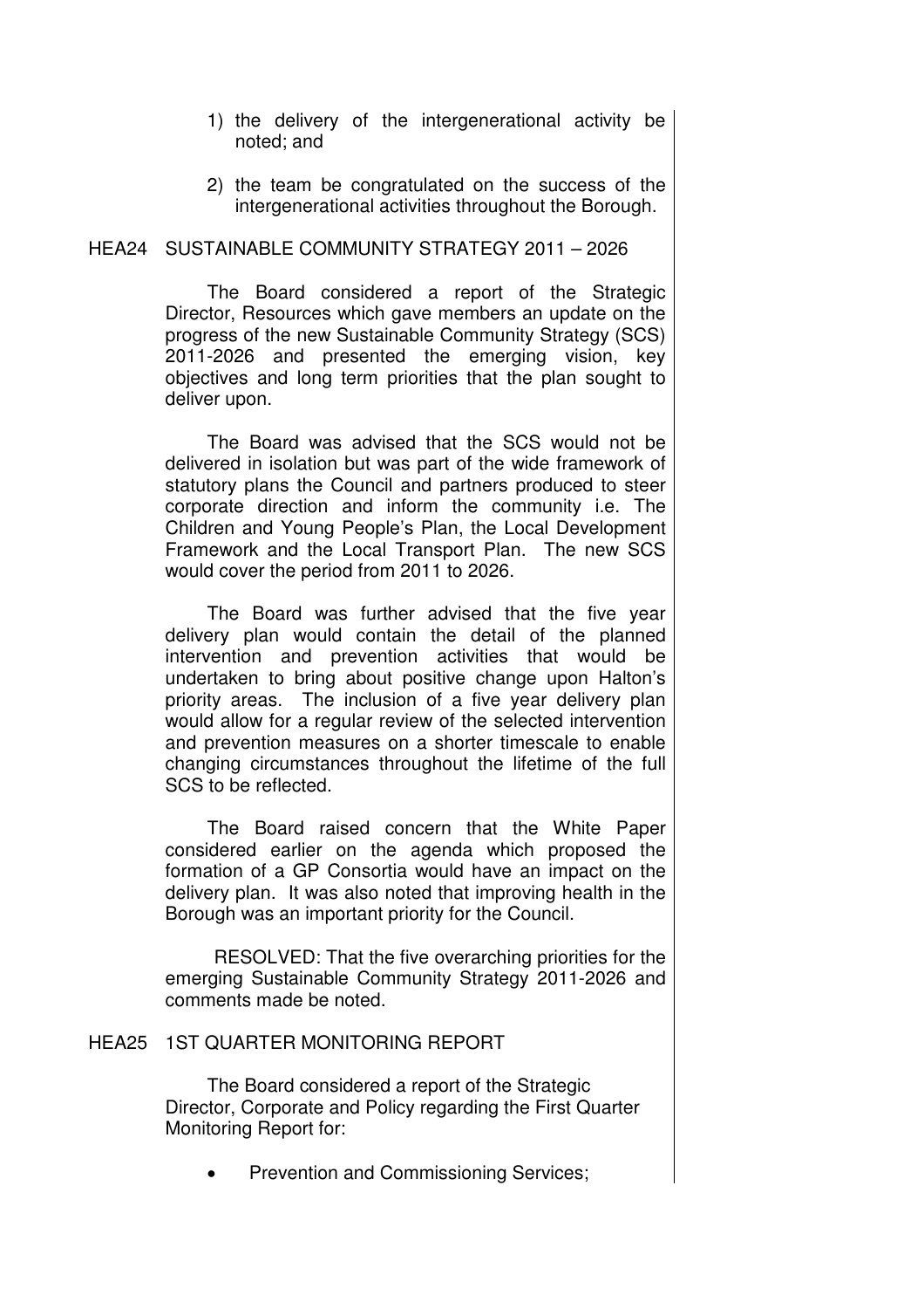1) the delivery of the intergenerational activity be noted; and

2) the team be congratulated on the success of the intergenerational activities throughout the Borough.

## HEA24 SUSTAINABLE COMMUNITY STRATEGY 2011 – 2026

The Board considered a report of the Strategic Director, Resources which gave members an update on the progress of the new Sustainable Community Strategy (SCS) 2011-2026 and presented the emerging vision, key objectives and long term priorities that the plan sought to deliver upon.

The Board was advised that the SCS would not be delivered in isolation but was part of the wide framework of statutory plans the Council and partners produced to steer corporate direction and inform the community i.e. The Children and Young People's Plan, the Local Development Framework and the Local Transport Plan. The new SCS would cover the period from 2011 to 2026.

The Board was further advised that the five year delivery plan would contain the detail of the planned intervention and prevention activities that would be undertaken to bring about positive change upon Halton's priority areas. The inclusion of a five year delivery plan would allow for a regular review of the selected intervention and prevention measures on a shorter timescale to enable changing circumstances throughout the lifetime of the full SCS to be reflected.

The Board raised concern that the White Paper considered earlier on the agenda which proposed the formation of a GP Consortia would have an impact on the delivery plan. It was also noted that improving health in the Borough was an important priority for the Council.

RESOLVED: That the five overarching priorities for the emerging Sustainable Community Strategy 2011-2026 and comments made be noted.

## HEA25 1ST QUARTER MONITORING REPORT

The Board considered a report of the Strategic Director, Corporate and Policy regarding the First Quarter Monitoring Report for:

- Prevention and Commissioning Services;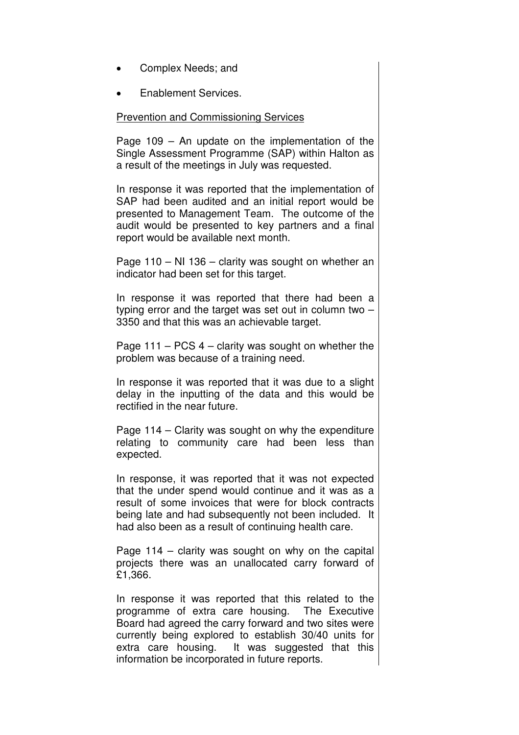- Complex Needs; and
- Enablement Services.

Prevention and Commissioning Services

Page 109 – An update on the implementation of the Single Assessment Programme (SAP) within Halton as a result of the meetings in July was requested.

In response it was reported that the implementation of SAP had been audited and an initial report would be presented to Management Team. The outcome of the audit would be presented to key partners and a final report would be available next month.

Page 110 – NI 136 – clarity was sought on whether an indicator had been set for this target.

In response it was reported that there had been a typing error and the target was set out in column two – 3350 and that this was an achievable target.

Page 111 – PCS 4 – clarity was sought on whether the problem was because of a training need.

In response it was reported that it was due to a slight delay in the inputting of the data and this would be rectified in the near future.

Page 114 – Clarity was sought on why the expenditure relating to community care had been less than expected.

In response, it was reported that it was not expected that the under spend would continue and it was as a result of some invoices that were for block contracts being late and had subsequently not been included. It had also been as a result of continuing health care.

Page 114 – clarity was sought on why on the capital projects there was an unallocated carry forward of £1,366.

In response it was reported that this related to the programme of extra care housing. The Executive Board had agreed the carry forward and two sites were currently being explored to establish 30/40 units for extra care housing. It was suggested that this information be incorporated in future reports.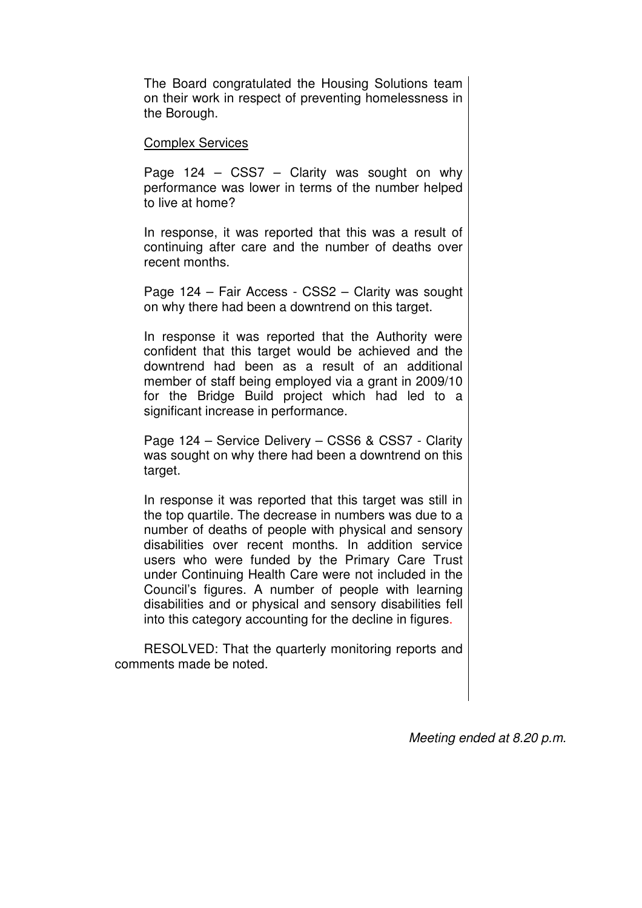The Board congratulated the Housing Solutions team on their work in respect of preventing homelessness in the Borough.

Complex Services

Page 124 – CSS7 – Clarity was sought on why performance was lower in terms of the number helped to live at home?

In response, it was reported that this was a result of continuing after care and the number of deaths over recent months.

Page 124 – Fair Access - CSS2 – Clarity was sought on why there had been a downtrend on this target.

In response it was reported that the Authority were confident that this target would be achieved and the downtrend had been as a result of an additional member of staff being employed via a grant in 2009/10 for the Bridge Build project which had led to a significant increase in performance.

Page 124 – Service Delivery – CSS6 & CSS7 - Clarity was sought on why there had been a downtrend on this target.

In response it was reported that this target was still in the top quartile. The decrease in numbers was due to a number of deaths of people with physical and sensory disabilities over recent months. In addition service users who were funded by the Primary Care Trust under Continuing Health Care were not included in the Council's figures. A number of people with learning disabilities and or physical and sensory disabilities fell into this category accounting for the decline in figures.

RESOLVED: That the quarterly monitoring reports and comments made be noted.

*Meeting ended at 8.20 p.m.*